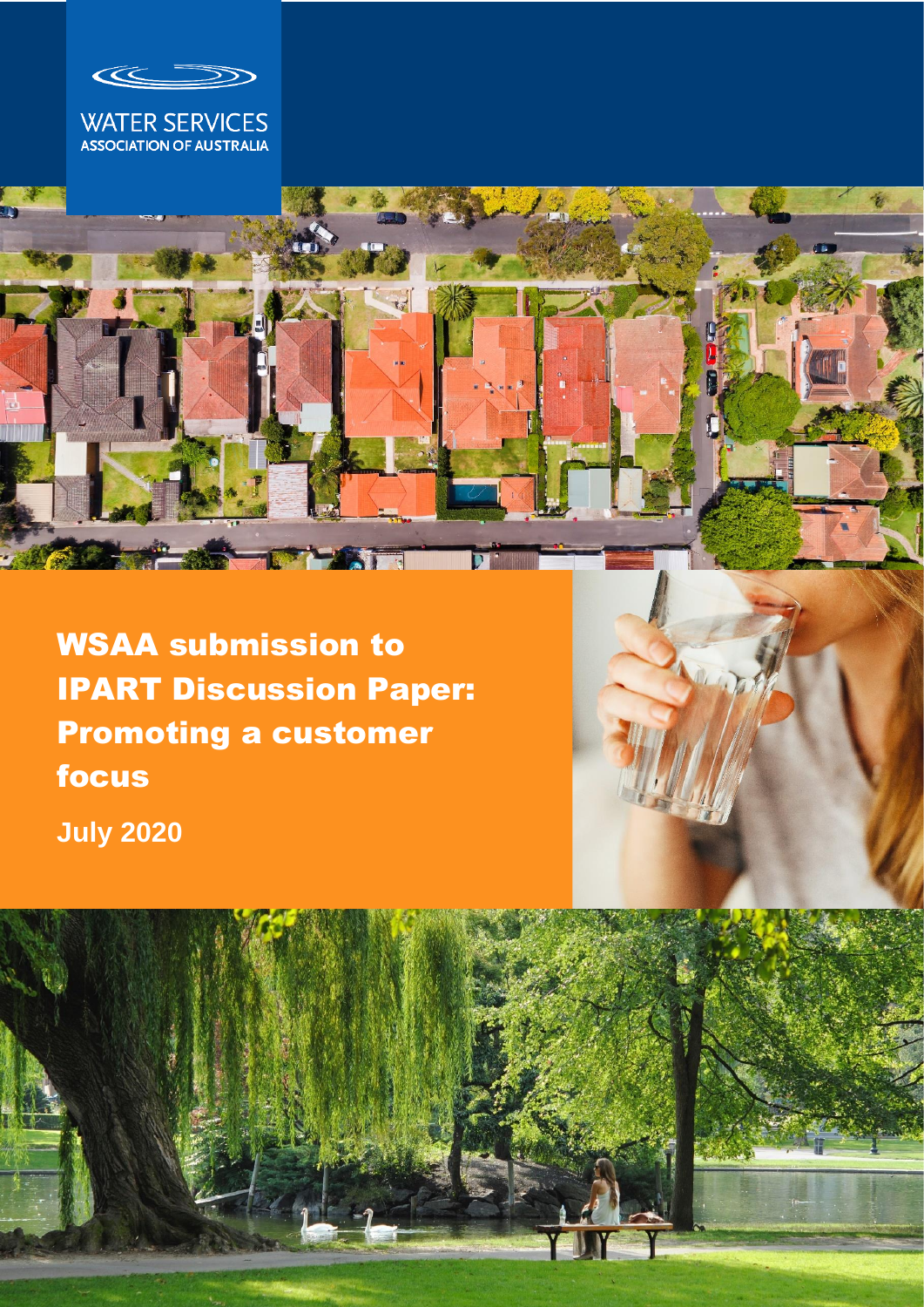WATER SERVICES
ASSOCIATION OF AUSTRALIA

# WSAA submission to IPART Discussion Paper: Promoting a customer focus

**July 2020**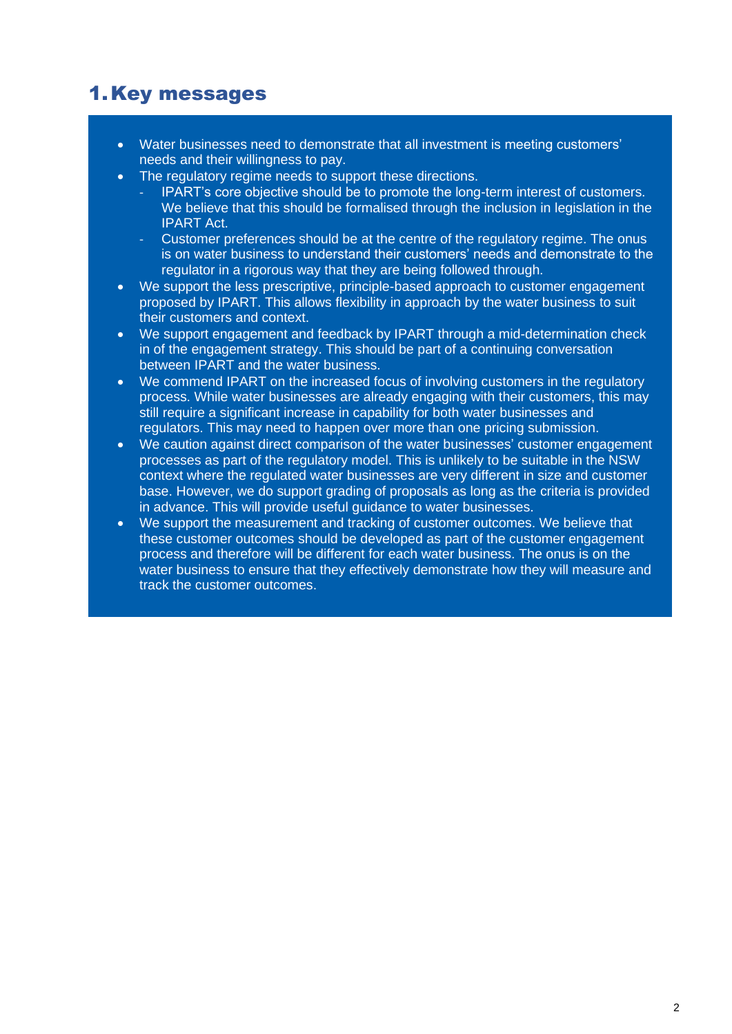# 1. Key messages

- Water businesses need to demonstrate that all investment is meeting customers' needs and their willingness to pay.
- The regulatory regime needs to support these directions.
  - IPART's core objective should be to promote the long-term interest of customers. We believe that this should be formalised through the inclusion in legislation in the IPART Act.
  - Customer preferences should be at the centre of the regulatory regime. The onus is on water business to understand their customers' needs and demonstrate to the regulator in a rigorous way that they are being followed through.
- We support the less prescriptive, principle-based approach to customer engagement proposed by IPART. This allows flexibility in approach by the water business to suit their customers and context.
- We support engagement and feedback by IPART through a mid-determination check in of the engagement strategy. This should be part of a continuing conversation between IPART and the water business.
- We commend IPART on the increased focus of involving customers in the regulatory process. While water businesses are already engaging with their customers, this may still require a significant increase in capability for both water businesses and regulators. This may need to happen over more than one pricing submission.
- We caution against direct comparison of the water businesses' customer engagement processes as part of the regulatory model. This is unlikely to be suitable in the NSW context where the regulated water businesses are very different in size and customer base. However, we do support grading of proposals as long as the criteria is provided in advance. This will provide useful guidance to water businesses.
- We support the measurement and tracking of customer outcomes. We believe that these customer outcomes should be developed as part of the customer engagement process and therefore will be different for each water business. The onus is on the water business to ensure that they effectively demonstrate how they will measure and track the customer outcomes.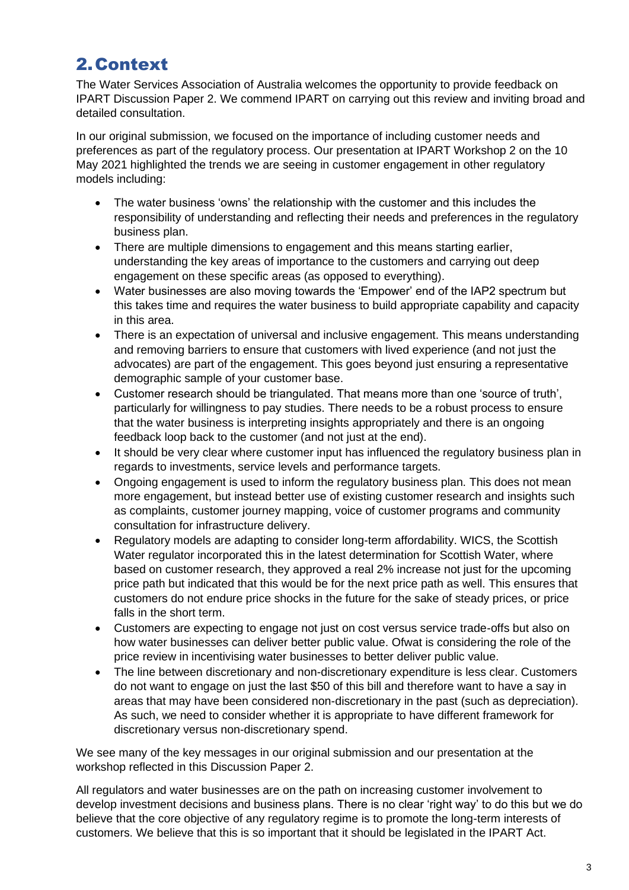## 2. Context

The Water Services Association of Australia welcomes the opportunity to provide feedback on IPART Discussion Paper 2. We commend IPART on carrying out this review and inviting broad and detailed consultation.

In our original submission, we focused on the importance of including customer needs and preferences as part of the regulatory process. Our presentation at IPART Workshop 2 on the 10 May 2021 highlighted the trends we are seeing in customer engagement in other regulatory models including:

- The water business 'owns' the relationship with the customer and this includes the responsibility of understanding and reflecting their needs and preferences in the regulatory business plan.
- There are multiple dimensions to engagement and this means starting earlier, understanding the key areas of importance to the customers and carrying out deep engagement on these specific areas (as opposed to everything).
- Water businesses are also moving towards the 'Empower' end of the IAP2 spectrum but this takes time and requires the water business to build appropriate capability and capacity in this area.
- There is an expectation of universal and inclusive engagement. This means understanding and removing barriers to ensure that customers with lived experience (and not just the advocates) are part of the engagement. This goes beyond just ensuring a representative demographic sample of your customer base.
- Customer research should be triangulated. That means more than one 'source of truth', particularly for willingness to pay studies. There needs to be a robust process to ensure that the water business is interpreting insights appropriately and there is an ongoing feedback loop back to the customer (and not just at the end).
- It should be very clear where customer input has influenced the regulatory business plan in regards to investments, service levels and performance targets.
- Ongoing engagement is used to inform the regulatory business plan. This does not mean more engagement, but instead better use of existing customer research and insights such as complaints, customer journey mapping, voice of customer programs and community consultation for infrastructure delivery.
- Regulatory models are adapting to consider long-term affordability. WICS, the Scottish Water regulator incorporated this in the latest determination for Scottish Water, where based on customer research, they approved a real 2% increase not just for the upcoming price path but indicated that this would be for the next price path as well. This ensures that customers do not endure price shocks in the future for the sake of steady prices, or price falls in the short term.
- Customers are expecting to engage not just on cost versus service trade-offs but also on how water businesses can deliver better public value. Ofwat is considering the role of the price review in incentivising water businesses to better deliver public value.
- The line between discretionary and non-discretionary expenditure is less clear. Customers do not want to engage on just the last $50 of this bill and therefore want to have a say in areas that may have been considered non-discretionary in the past (such as depreciation). As such, we need to consider whether it is appropriate to have different framework for discretionary versus non-discretionary spend.

We see many of the key messages in our original submission and our presentation at the workshop reflected in this Discussion Paper 2.

All regulators and water businesses are on the path on increasing customer involvement to develop investment decisions and business plans. There is no clear 'right way' to do this but we do believe that the core objective of any regulatory regime is to promote the long-term interests of customers. We believe that this is so important that it should be legislated in the IPART Act.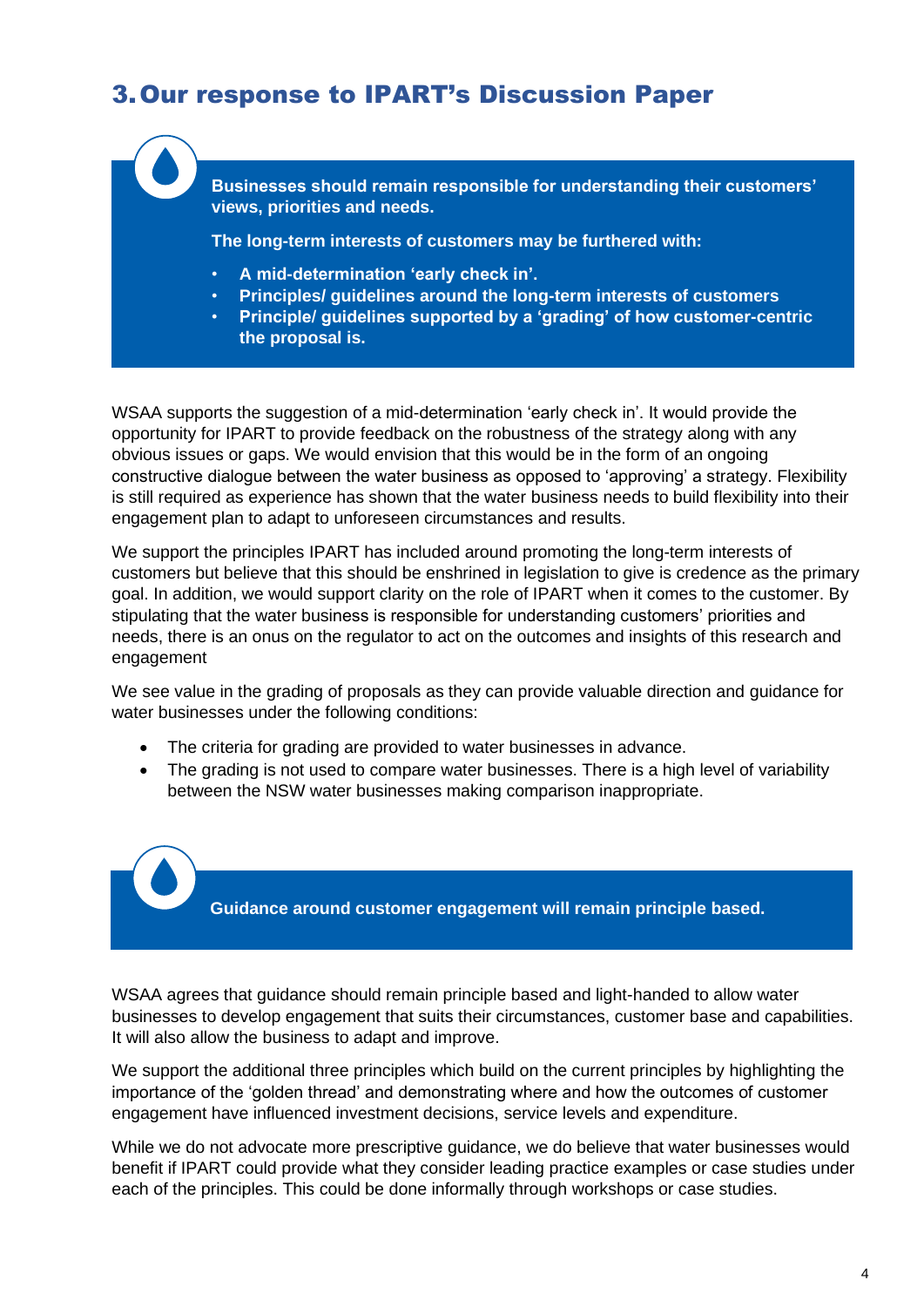## 3. Our response to IPART's Discussion Paper

**Businesses should remain responsible for understanding their customers' views, priorities and needs.**

**The long-term interests of customers may be furthered with:**

- **A mid-determination 'early check in'.**
- **Principles/ guidelines around the long-term interests of customers**
- **Principle/ guidelines supported by a 'grading' of how customer-centric the proposal is.**

WSAA supports the suggestion of a mid-determination 'early check in'. It would provide the opportunity for IPART to provide feedback on the robustness of the strategy along with any obvious issues or gaps. We would envision that this would be in the form of an ongoing constructive dialogue between the water business as opposed to 'approving' a strategy. Flexibility is still required as experience has shown that the water business needs to build flexibility into their engagement plan to adapt to unforeseen circumstances and results.

We support the principles IPART has included around promoting the long-term interests of customers but believe that this should be enshrined in legislation to give is credence as the primary goal. In addition, we would support clarity on the role of IPART when it comes to the customer. By stipulating that the water business is responsible for understanding customers' priorities and needs, there is an onus on the regulator to act on the outcomes and insights of this research and engagement

We see value in the grading of proposals as they can provide valuable direction and guidance for water businesses under the following conditions:

- The criteria for grading are provided to water businesses in advance.
- The grading is not used to compare water businesses. There is a high level of variability between the NSW water businesses making comparison inappropriate.

**Guidance around customer engagement will remain principle based.**

WSAA agrees that guidance should remain principle based and light-handed to allow water businesses to develop engagement that suits their circumstances, customer base and capabilities. It will also allow the business to adapt and improve.

We support the additional three principles which build on the current principles by highlighting the importance of the 'golden thread' and demonstrating where and how the outcomes of customer engagement have influenced investment decisions, service levels and expenditure.

While we do not advocate more prescriptive guidance, we do believe that water businesses would benefit if IPART could provide what they consider leading practice examples or case studies under each of the principles. This could be done informally through workshops or case studies.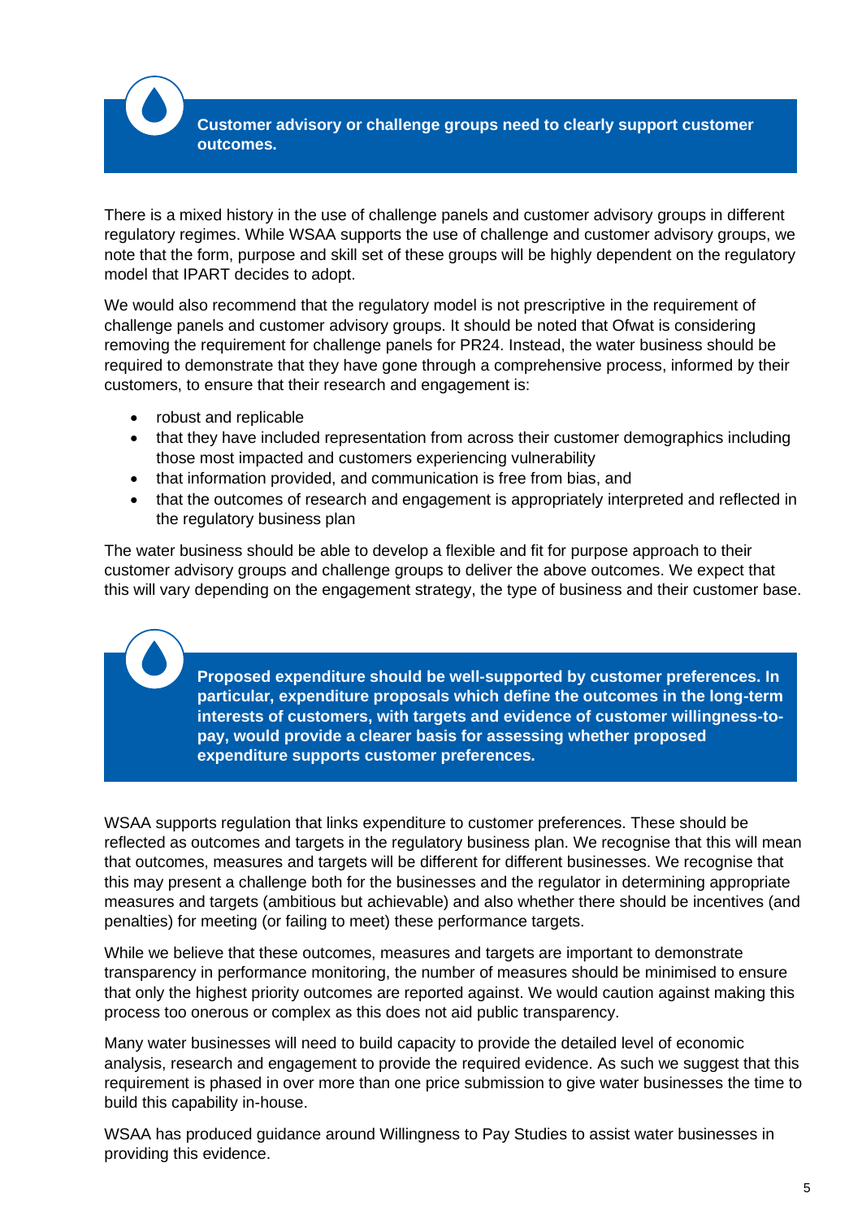**Customer advisory or challenge groups need to clearly support customer outcomes.**

There is a mixed history in the use of challenge panels and customer advisory groups in different regulatory regimes. While WSAA supports the use of challenge and customer advisory groups, we note that the form, purpose and skill set of these groups will be highly dependent on the regulatory model that IPART decides to adopt.

We would also recommend that the regulatory model is not prescriptive in the requirement of challenge panels and customer advisory groups. It should be noted that Ofwat is considering removing the requirement for challenge panels for PR24. Instead, the water business should be required to demonstrate that they have gone through a comprehensive process, informed by their customers, to ensure that their research and engagement is:

- robust and replicable
- that they have included representation from across their customer demographics including those most impacted and customers experiencing vulnerability
- that information provided, and communication is free from bias, and
- that the outcomes of research and engagement is appropriately interpreted and reflected in the regulatory business plan

The water business should be able to develop a flexible and fit for purpose approach to their customer advisory groups and challenge groups to deliver the above outcomes. We expect that this will vary depending on the engagement strategy, the type of business and their customer base.

**Proposed expenditure should be well-supported by customer preferences. In particular, expenditure proposals which define the outcomes in the long-term interests of customers, with targets and evidence of customer willingness-to-pay, would provide a clearer basis for assessing whether proposed expenditure supports customer preferences.**

WSAA supports regulation that links expenditure to customer preferences. These should be reflected as outcomes and targets in the regulatory business plan. We recognise that this will mean that outcomes, measures and targets will be different for different businesses. We recognise that this may present a challenge both for the businesses and the regulator in determining appropriate measures and targets (ambitious but achievable) and also whether there should be incentives (and penalties) for meeting (or failing to meet) these performance targets.

While we believe that these outcomes, measures and targets are important to demonstrate transparency in performance monitoring, the number of measures should be minimised to ensure that only the highest priority outcomes are reported against. We would caution against making this process too onerous or complex as this does not aid public transparency.

Many water businesses will need to build capacity to provide the detailed level of economic analysis, research and engagement to provide the required evidence. As such we suggest that this requirement is phased in over more than one price submission to give water businesses the time to build this capability in-house.

WSAA has produced guidance around Willingness to Pay Studies to assist water businesses in providing this evidence.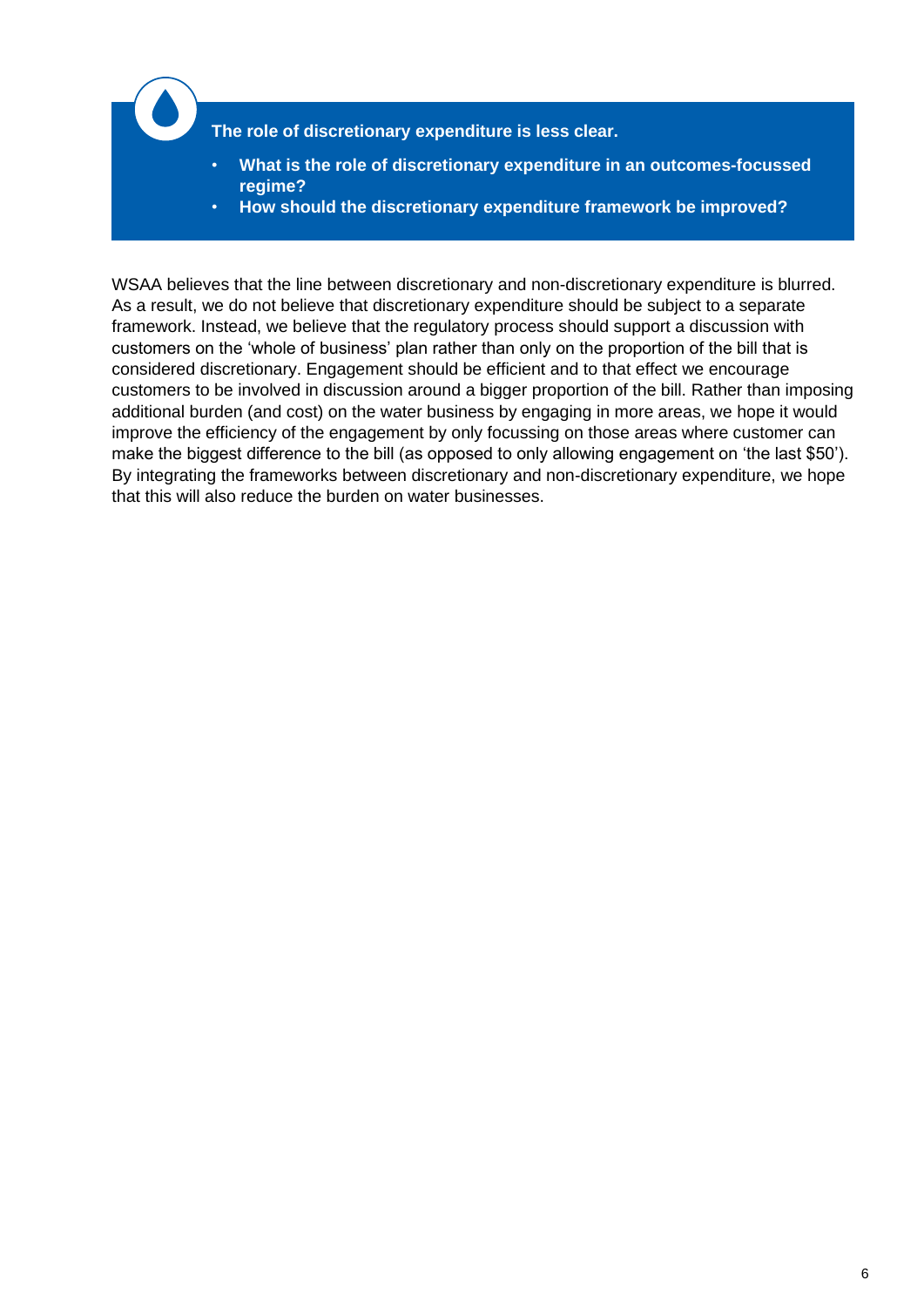**The role of discretionary expenditure is less clear.**

- **What is the role of discretionary expenditure in an outcomes-focussed regime?**
- **How should the discretionary expenditure framework be improved?**

WSAA believes that the line between discretionary and non-discretionary expenditure is blurred. As a result, we do not believe that discretionary expenditure should be subject to a separate framework. Instead, we believe that the regulatory process should support a discussion with customers on the 'whole of business' plan rather than only on the proportion of the bill that is considered discretionary. Engagement should be efficient and to that effect we encourage customers to be involved in discussion around a bigger proportion of the bill. Rather than imposing additional burden (and cost) on the water business by engaging in more areas, we hope it would improve the efficiency of the engagement by only focussing on those areas where customer can make the biggest difference to the bill (as opposed to only allowing engagement on 'the last $50'). By integrating the frameworks between discretionary and non-discretionary expenditure, we hope that this will also reduce the burden on water businesses.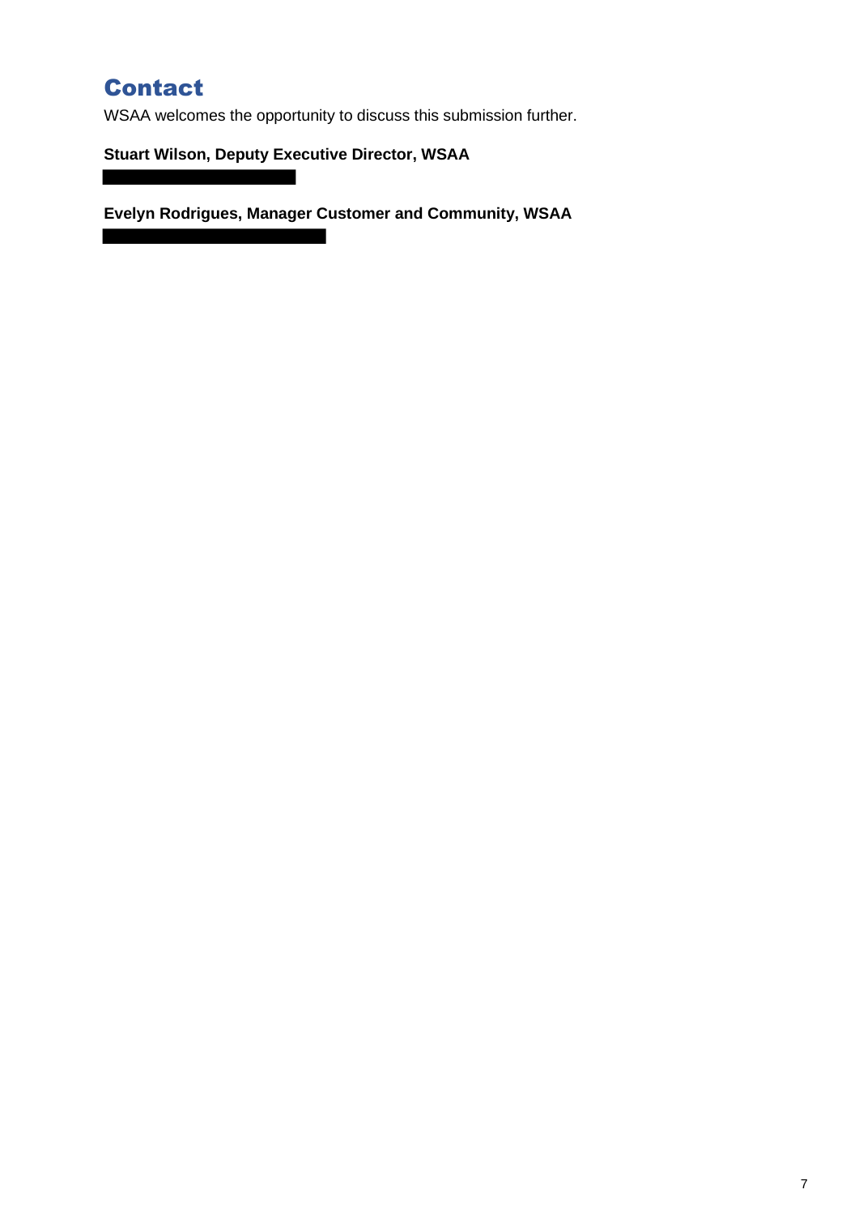# Contact

WSAA welcomes the opportunity to discuss this submission further.

**Stuart Wilson, Deputy Executive Director, WSAA**

**Evelyn Rodrigues, Manager Customer and Community, WSAA**